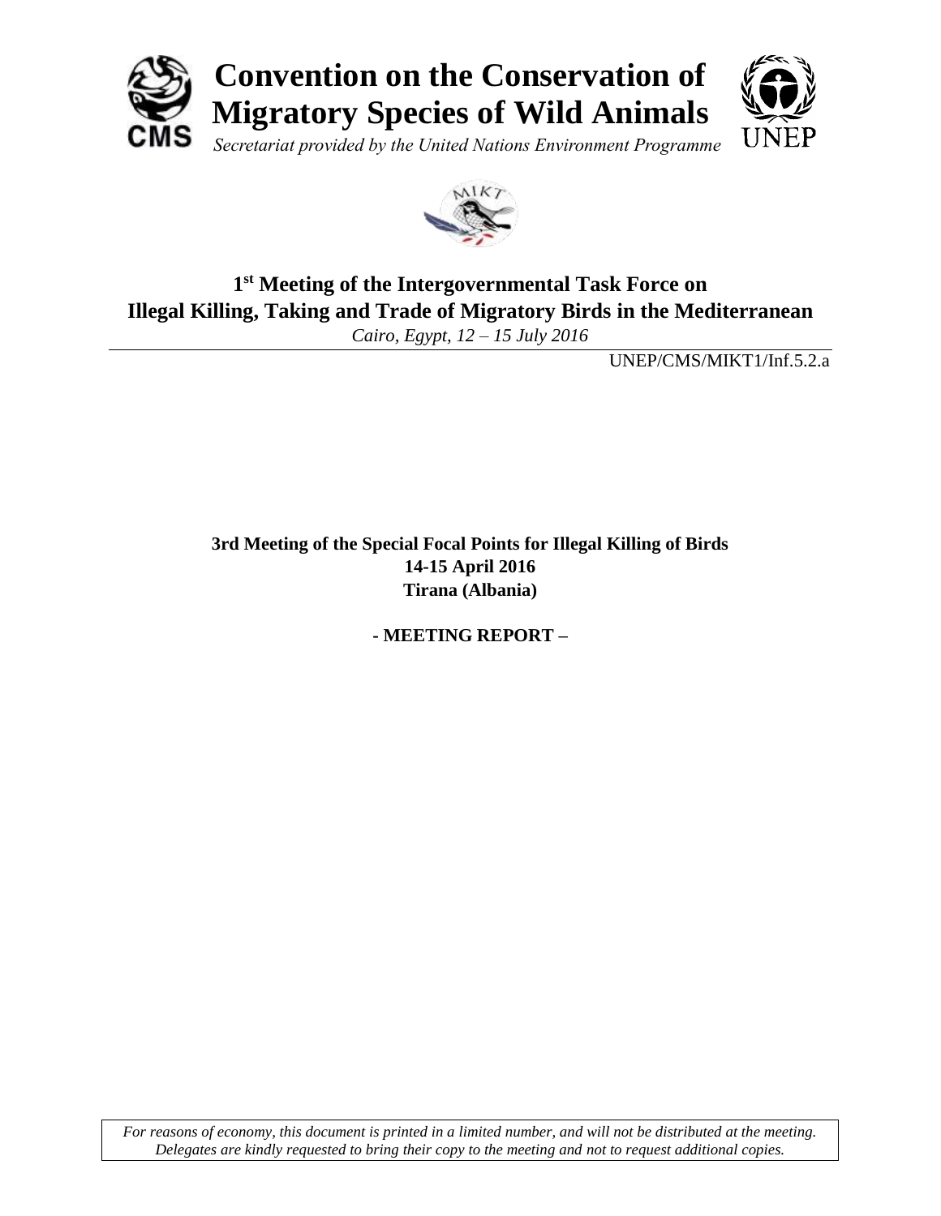# Convention on the Conservation of Migratory Species of Wild Animals

*Secretariat provided by the United Nations Environment Programme*

## 1st Meeting of the Intergovernmental Task Force on Illegal Killing, Taking and Trade of Migratory Birds in the Mediterranean

*Cairo, Egypt, 12 – 15 July 2016*

UNEP/CMS/MIKT1/Inf.5.2.a

**3rd Meeting of the Special Focal Points for Illegal Killing of Birds**
**14-15 April 2016**
**Tirana (Albania)**

**- MEETING REPORT –**

*For reasons of economy, this document is printed in a limited number, and will not be distributed at the meeting. Delegates are kindly requested to bring their copy to the meeting and not to request additional copies.*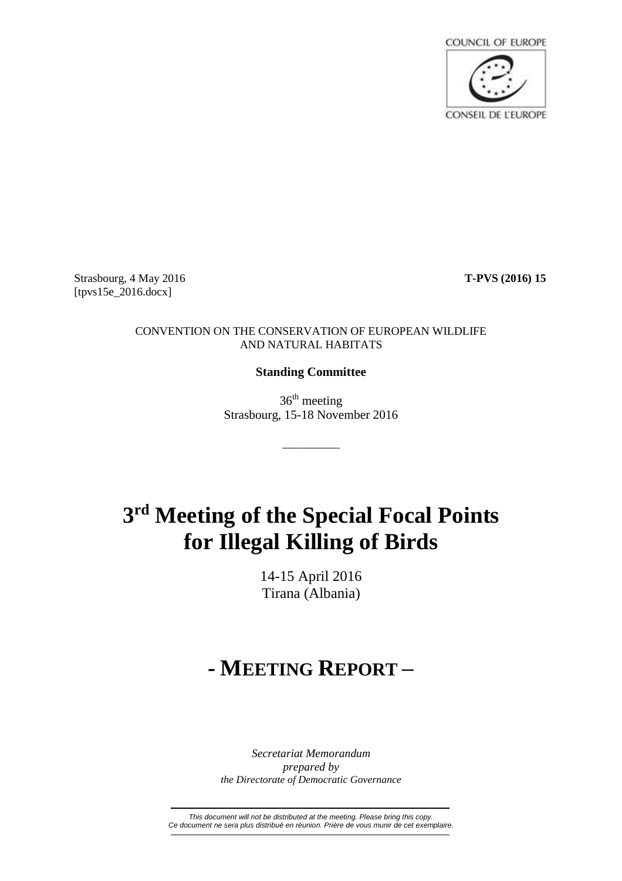Strasbourg, 4 May 2016
[tpvs15e_2016.docx]

**T-PVS (2016) 15**

CONVENTION ON THE CONSERVATION OF EUROPEAN WILDLIFE AND NATURAL HABITATS

**Standing Committee**

36th meeting
Strasbourg, 15-18 November 2016

---

# 3rd Meeting of the Special Focal Points for Illegal Killing of Birds

14-15 April 2016
Tirana (Albania)

# - MEETING REPORT –

*Secretariat Memorandum*
*prepared by*
*the Directorate of Democratic Governance*

---

*This document will not be distributed at the meeting. Please bring this copy.*
*Ce document ne sera plus distribué en réunion. Prière de vous munir de cet exemplaire.*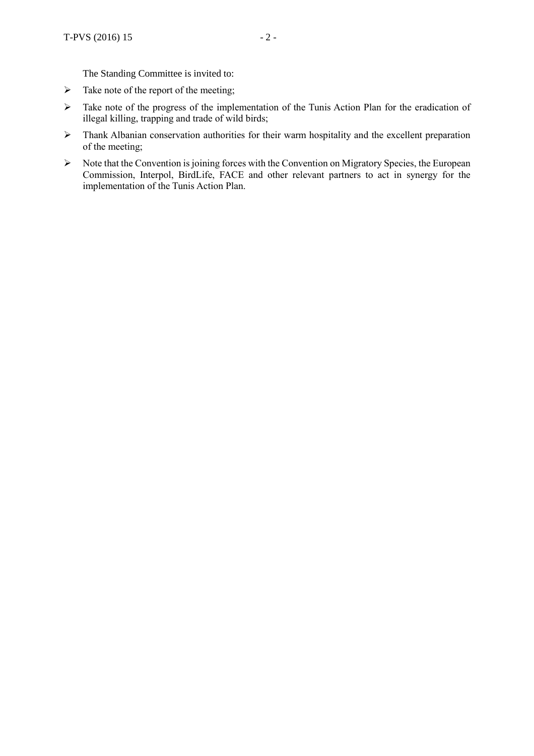The Standing Committee is invited to:

- Take note of the report of the meeting;
- Take note of the progress of the implementation of the Tunis Action Plan for the eradication of illegal killing, trapping and trade of wild birds;
- Thank Albanian conservation authorities for their warm hospitality and the excellent preparation of the meeting;
- Note that the Convention is joining forces with the Convention on Migratory Species, the European Commission, Interpol, BirdLife, FACE and other relevant partners to act in synergy for the implementation of the Tunis Action Plan.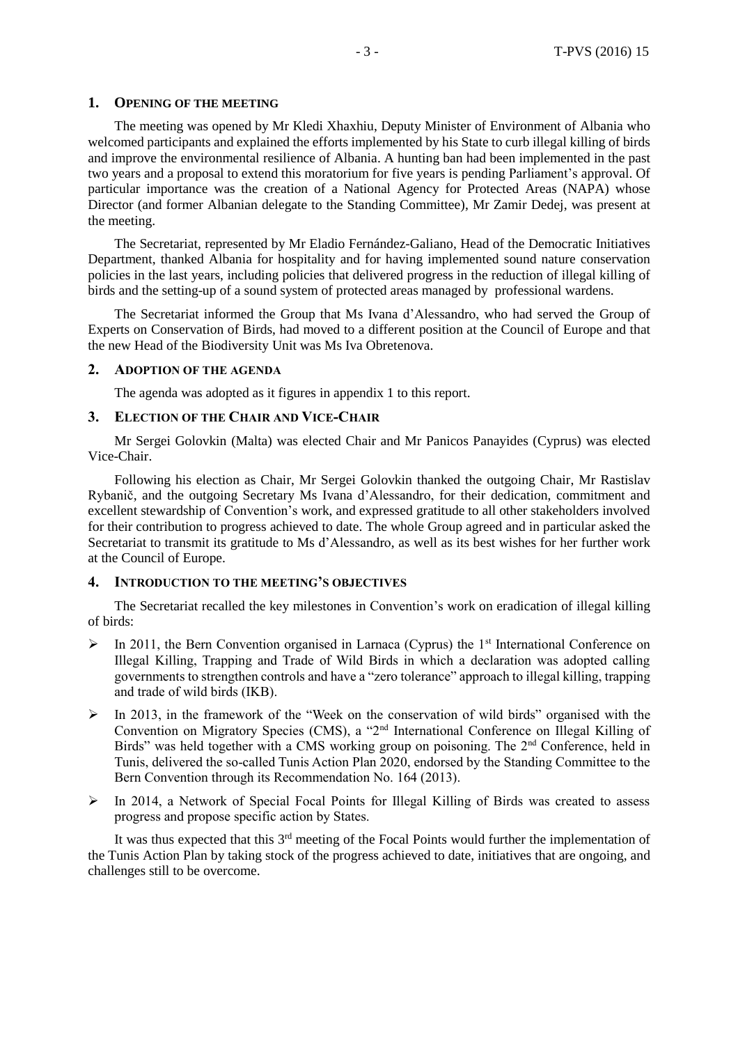## 1. Opening of the meeting

The meeting was opened by Mr Kledi Xhaxhiu, Deputy Minister of Environment of Albania who welcomed participants and explained the efforts implemented by his State to curb illegal killing of birds and improve the environmental resilience of Albania. A hunting ban had been implemented in the past two years and a proposal to extend this moratorium for five years is pending Parliament's approval. Of particular importance was the creation of a National Agency for Protected Areas (NAPA) whose Director (and former Albanian delegate to the Standing Committee), Mr Zamir Dedej, was present at the meeting.

The Secretariat, represented by Mr Eladio Fernández-Galiano, Head of the Democratic Initiatives Department, thanked Albania for hospitality and for having implemented sound nature conservation policies in the last years, including policies that delivered progress in the reduction of illegal killing of birds and the setting-up of a sound system of protected areas managed by professional wardens.

The Secretariat informed the Group that Ms Ivana d'Alessandro, who had served the Group of Experts on Conservation of Birds, had moved to a different position at the Council of Europe and that the new Head of the Biodiversity Unit was Ms Iva Obretenova.

## 2. Adoption of the agenda

The agenda was adopted as it figures in appendix 1 to this report.

## 3. Election of the Chair and Vice-Chair

Mr Sergei Golovkin (Malta) was elected Chair and Mr Panicos Panayides (Cyprus) was elected Vice-Chair.

Following his election as Chair, Mr Sergei Golovkin thanked the outgoing Chair, Mr Rastislav Rybanič, and the outgoing Secretary Ms Ivana d'Alessandro, for their dedication, commitment and excellent stewardship of Convention's work, and expressed gratitude to all other stakeholders involved for their contribution to progress achieved to date. The whole Group agreed and in particular asked the Secretariat to transmit its gratitude to Ms d'Alessandro, as well as its best wishes for her further work at the Council of Europe.

## 4. Introduction to the meeting's objectives

The Secretariat recalled the key milestones in Convention's work on eradication of illegal killing of birds:

- In 2011, the Bern Convention organised in Larnaca (Cyprus) the 1st International Conference on Illegal Killing, Trapping and Trade of Wild Birds in which a declaration was adopted calling governments to strengthen controls and have a "zero tolerance" approach to illegal killing, trapping and trade of wild birds (IKB).
- In 2013, in the framework of the "Week on the conservation of wild birds" organised with the Convention on Migratory Species (CMS), a "2nd International Conference on Illegal Killing of Birds" was held together with a CMS working group on poisoning. The 2nd Conference, held in Tunis, delivered the so-called Tunis Action Plan 2020, endorsed by the Standing Committee to the Bern Convention through its Recommendation No. 164 (2013).
- In 2014, a Network of Special Focal Points for Illegal Killing of Birds was created to assess progress and propose specific action by States.

It was thus expected that this 3rd meeting of the Focal Points would further the implementation of the Tunis Action Plan by taking stock of the progress achieved to date, initiatives that are ongoing, and challenges still to be overcome.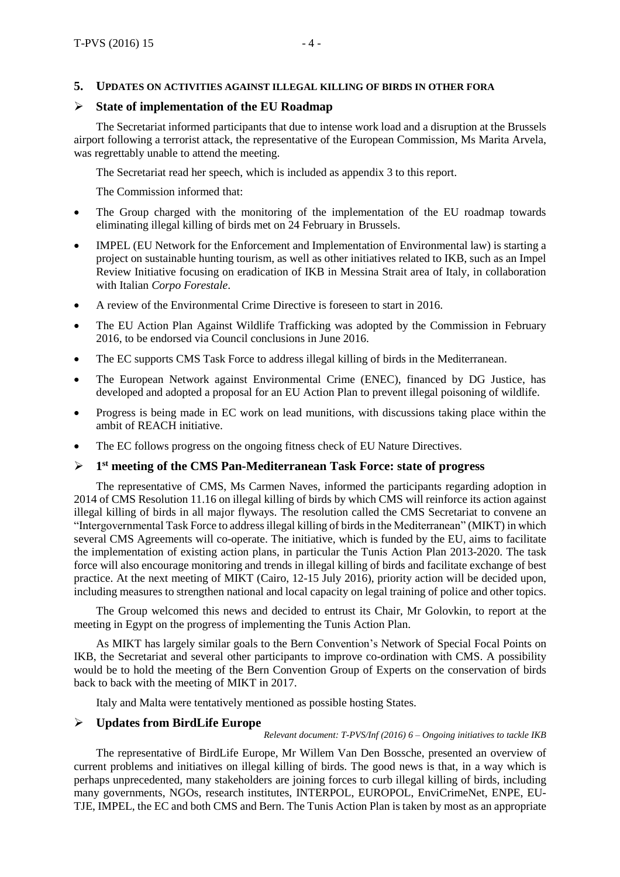## 5. Updates on activities against illegal killing of birds in other fora

### ➢ State of implementation of the EU Roadmap

The Secretariat informed participants that due to intense work load and a disruption at the Brussels airport following a terrorist attack, the representative of the European Commission, Ms Marita Arvela, was regrettably unable to attend the meeting.

The Secretariat read her speech, which is included as appendix 3 to this report.

The Commission informed that:

- The Group charged with the monitoring of the implementation of the EU roadmap towards eliminating illegal killing of birds met on 24 February in Brussels.
- IMPEL (EU Network for the Enforcement and Implementation of Environmental law) is starting a project on sustainable hunting tourism, as well as other initiatives related to IKB, such as an Impel Review Initiative focusing on eradication of IKB in Messina Strait area of Italy, in collaboration with Italian *Corpo Forestale*.
- A review of the Environmental Crime Directive is foreseen to start in 2016.
- The EU Action Plan Against Wildlife Trafficking was adopted by the Commission in February 2016, to be endorsed via Council conclusions in June 2016.
- The EC supports CMS Task Force to address illegal killing of birds in the Mediterranean.
- The European Network against Environmental Crime (ENEC), financed by DG Justice, has developed and adopted a proposal for an EU Action Plan to prevent illegal poisoning of wildlife.
- Progress is being made in EC work on lead munitions, with discussions taking place within the ambit of REACH initiative.
- The EC follows progress on the ongoing fitness check of EU Nature Directives.

### ➢ 1st meeting of the CMS Pan-Mediterranean Task Force: state of progress

The representative of CMS, Ms Carmen Naves, informed the participants regarding adoption in 2014 of CMS Resolution 11.16 on illegal killing of birds by which CMS will reinforce its action against illegal killing of birds in all major flyways. The resolution called the CMS Secretariat to convene an "Intergovernmental Task Force to address illegal killing of birds in the Mediterranean" (MIKT) in which several CMS Agreements will co-operate. The initiative, which is funded by the EU, aims to facilitate the implementation of existing action plans, in particular the Tunis Action Plan 2013-2020. The task force will also encourage monitoring and trends in illegal killing of birds and facilitate exchange of best practice. At the next meeting of MIKT (Cairo, 12-15 July 2016), priority action will be decided upon, including measures to strengthen national and local capacity on legal training of police and other topics.

The Group welcomed this news and decided to entrust its Chair, Mr Golovkin, to report at the meeting in Egypt on the progress of implementing the Tunis Action Plan.

As MIKT has largely similar goals to the Bern Convention's Network of Special Focal Points on IKB, the Secretariat and several other participants to improve co-ordination with CMS. A possibility would be to hold the meeting of the Bern Convention Group of Experts on the conservation of birds back to back with the meeting of MIKT in 2017.

Italy and Malta were tentatively mentioned as possible hosting States.

### ➢ Updates from BirdLife Europe

*Relevant document: T-PVS/Inf (2016) 6 – Ongoing initiatives to tackle IKB*

The representative of BirdLife Europe, Mr Willem Van Den Bossche, presented an overview of current problems and initiatives on illegal killing of birds. The good news is that, in a way which is perhaps unprecedented, many stakeholders are joining forces to curb illegal killing of birds, including many governments, NGOs, research institutes, INTERPOL, EUROPOL, EnviCrimeNet, ENPE, EU-TJE, IMPEL, the EC and both CMS and Bern. The Tunis Action Plan is taken by most as an appropriate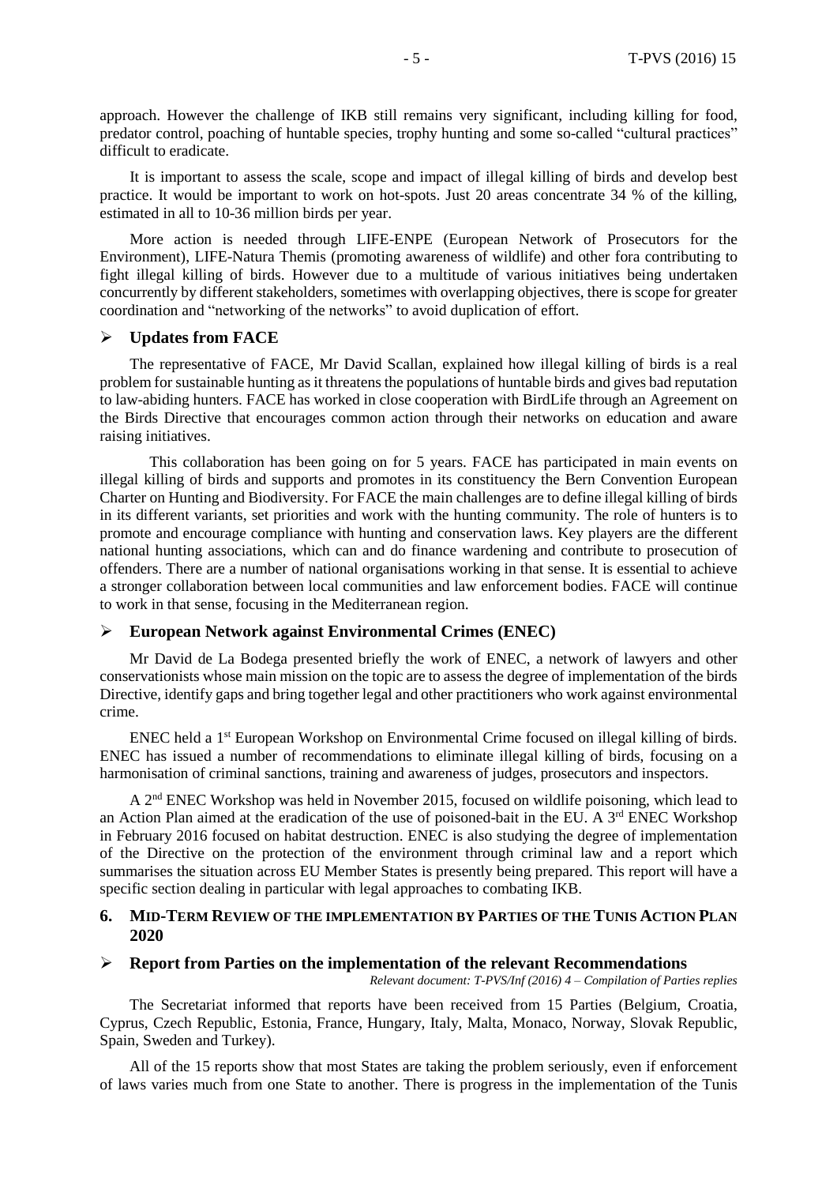approach. However the challenge of IKB still remains very significant, including killing for food, predator control, poaching of huntable species, trophy hunting and some so-called "cultural practices" difficult to eradicate.

It is important to assess the scale, scope and impact of illegal killing of birds and develop best practice. It would be important to work on hot-spots. Just 20 areas concentrate 34 % of the killing, estimated in all to 10-36 million birds per year.

More action is needed through LIFE-ENPE (European Network of Prosecutors for the Environment), LIFE-Natura Themis (promoting awareness of wildlife) and other fora contributing to fight illegal killing of birds. However due to a multitude of various initiatives being undertaken concurrently by different stakeholders, sometimes with overlapping objectives, there is scope for greater coordination and "networking of the networks" to avoid duplication of effort.

- **Updates from FACE**

The representative of FACE, Mr David Scallan, explained how illegal killing of birds is a real problem for sustainable hunting as it threatens the populations of huntable birds and gives bad reputation to law-abiding hunters. FACE has worked in close cooperation with BirdLife through an Agreement on the Birds Directive that encourages common action through their networks on education and aware raising initiatives.

This collaboration has been going on for 5 years. FACE has participated in main events on illegal killing of birds and supports and promotes in its constituency the Bern Convention European Charter on Hunting and Biodiversity. For FACE the main challenges are to define illegal killing of birds in its different variants, set priorities and work with the hunting community. The role of hunters is to promote and encourage compliance with hunting and conservation laws. Key players are the different national hunting associations, which can and do finance wardening and contribute to prosecution of offenders. There are a number of national organisations working in that sense. It is essential to achieve a stronger collaboration between local communities and law enforcement bodies. FACE will continue to work in that sense, focusing in the Mediterranean region.

- **European Network against Environmental Crimes (ENEC)**

Mr David de La Bodega presented briefly the work of ENEC, a network of lawyers and other conservationists whose main mission on the topic are to assess the degree of implementation of the birds Directive, identify gaps and bring together legal and other practitioners who work against environmental crime.

ENEC held a 1st European Workshop on Environmental Crime focused on illegal killing of birds. ENEC has issued a number of recommendations to eliminate illegal killing of birds, focusing on a harmonisation of criminal sanctions, training and awareness of judges, prosecutors and inspectors.

A 2nd ENEC Workshop was held in November 2015, focused on wildlife poisoning, which lead to an Action Plan aimed at the eradication of the use of poisoned-bait in the EU. A 3rd ENEC Workshop in February 2016 focused on habitat destruction. ENEC is also studying the degree of implementation of the Directive on the protection of the environment through criminal law and a report which summarises the situation across EU Member States is presently being prepared. This report will have a specific section dealing in particular with legal approaches to combating IKB.

## 6. MID-TERM REVIEW OF THE IMPLEMENTATION BY PARTIES OF THE TUNIS ACTION PLAN 2020

- **Report from Parties on the implementation of the relevant Recommendations**

*Relevant document: T-PVS/Inf (2016) 4 – Compilation of Parties replies*

The Secretariat informed that reports have been received from 15 Parties (Belgium, Croatia, Cyprus, Czech Republic, Estonia, France, Hungary, Italy, Malta, Monaco, Norway, Slovak Republic, Spain, Sweden and Turkey).

All of the 15 reports show that most States are taking the problem seriously, even if enforcement of laws varies much from one State to another. There is progress in the implementation of the Tunis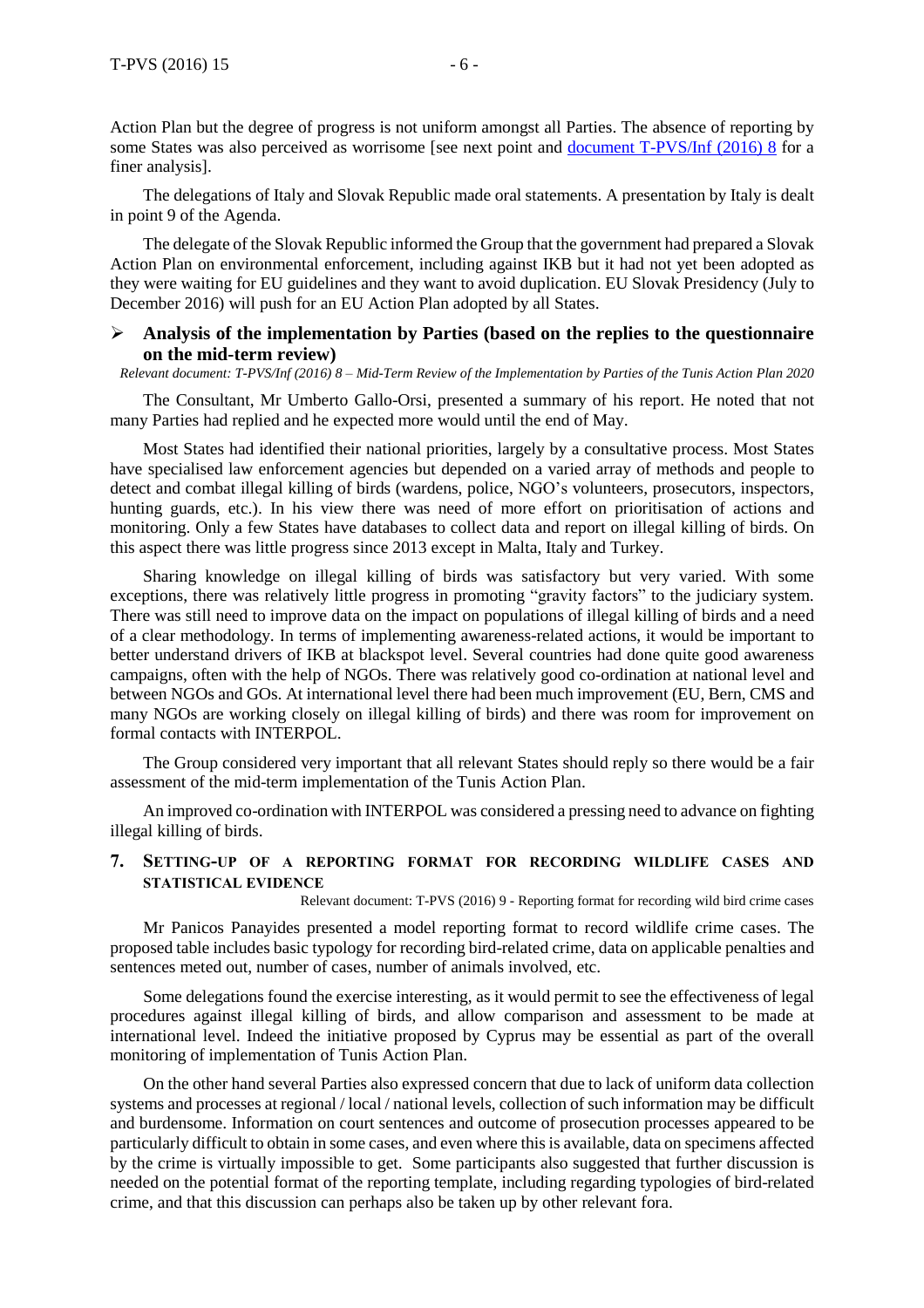Action Plan but the degree of progress is not uniform amongst all Parties. The absence of reporting by some States was also perceived as worrisome [see next point and document T-PVS/Inf (2016) 8 for a finer analysis].

The delegations of Italy and Slovak Republic made oral statements. A presentation by Italy is dealt in point 9 of the Agenda.

The delegate of the Slovak Republic informed the Group that the government had prepared a Slovak Action Plan on environmental enforcement, including against IKB but it had not yet been adopted as they were waiting for EU guidelines and they want to avoid duplication. EU Slovak Presidency (July to December 2016) will push for an EU Action Plan adopted by all States.

- **Analysis of the implementation by Parties (based on the replies to the questionnaire on the mid-term review)**

*Relevant document: T-PVS/Inf (2016) 8 – Mid-Term Review of the Implementation by Parties of the Tunis Action Plan 2020*

The Consultant, Mr Umberto Gallo-Orsi, presented a summary of his report. He noted that not many Parties had replied and he expected more would until the end of May.

Most States had identified their national priorities, largely by a consultative process. Most States have specialised law enforcement agencies but depended on a varied array of methods and people to detect and combat illegal killing of birds (wardens, police, NGO's volunteers, prosecutors, inspectors, hunting guards, etc.). In his view there was need of more effort on prioritisation of actions and monitoring. Only a few States have databases to collect data and report on illegal killing of birds. On this aspect there was little progress since 2013 except in Malta, Italy and Turkey.

Sharing knowledge on illegal killing of birds was satisfactory but very varied. With some exceptions, there was relatively little progress in promoting "gravity factors" to the judiciary system. There was still need to improve data on the impact on populations of illegal killing of birds and a need of a clear methodology. In terms of implementing awareness-related actions, it would be important to better understand drivers of IKB at blackspot level. Several countries had done quite good awareness campaigns, often with the help of NGOs. There was relatively good co-ordination at national level and between NGOs and GOs. At international level there had been much improvement (EU, Bern, CMS and many NGOs are working closely on illegal killing of birds) and there was room for improvement on formal contacts with INTERPOL.

The Group considered very important that all relevant States should reply so there would be a fair assessment of the mid-term implementation of the Tunis Action Plan.

An improved co-ordination with INTERPOL was considered a pressing need to advance on fighting illegal killing of birds.

## 7. SETTING-UP OF A REPORTING FORMAT FOR RECORDING WILDLIFE CASES AND STATISTICAL EVIDENCE

Relevant document: T-PVS (2016) 9 - Reporting format for recording wild bird crime cases

Mr Panicos Panayides presented a model reporting format to record wildlife crime cases. The proposed table includes basic typology for recording bird-related crime, data on applicable penalties and sentences meted out, number of cases, number of animals involved, etc.

Some delegations found the exercise interesting, as it would permit to see the effectiveness of legal procedures against illegal killing of birds, and allow comparison and assessment to be made at international level. Indeed the initiative proposed by Cyprus may be essential as part of the overall monitoring of implementation of Tunis Action Plan.

On the other hand several Parties also expressed concern that due to lack of uniform data collection systems and processes at regional / local / national levels, collection of such information may be difficult and burdensome. Information on court sentences and outcome of prosecution processes appeared to be particularly difficult to obtain in some cases, and even where this is available, data on specimens affected by the crime is virtually impossible to get. Some participants also suggested that further discussion is needed on the potential format of the reporting template, including regarding typologies of bird-related crime, and that this discussion can perhaps also be taken up by other relevant fora.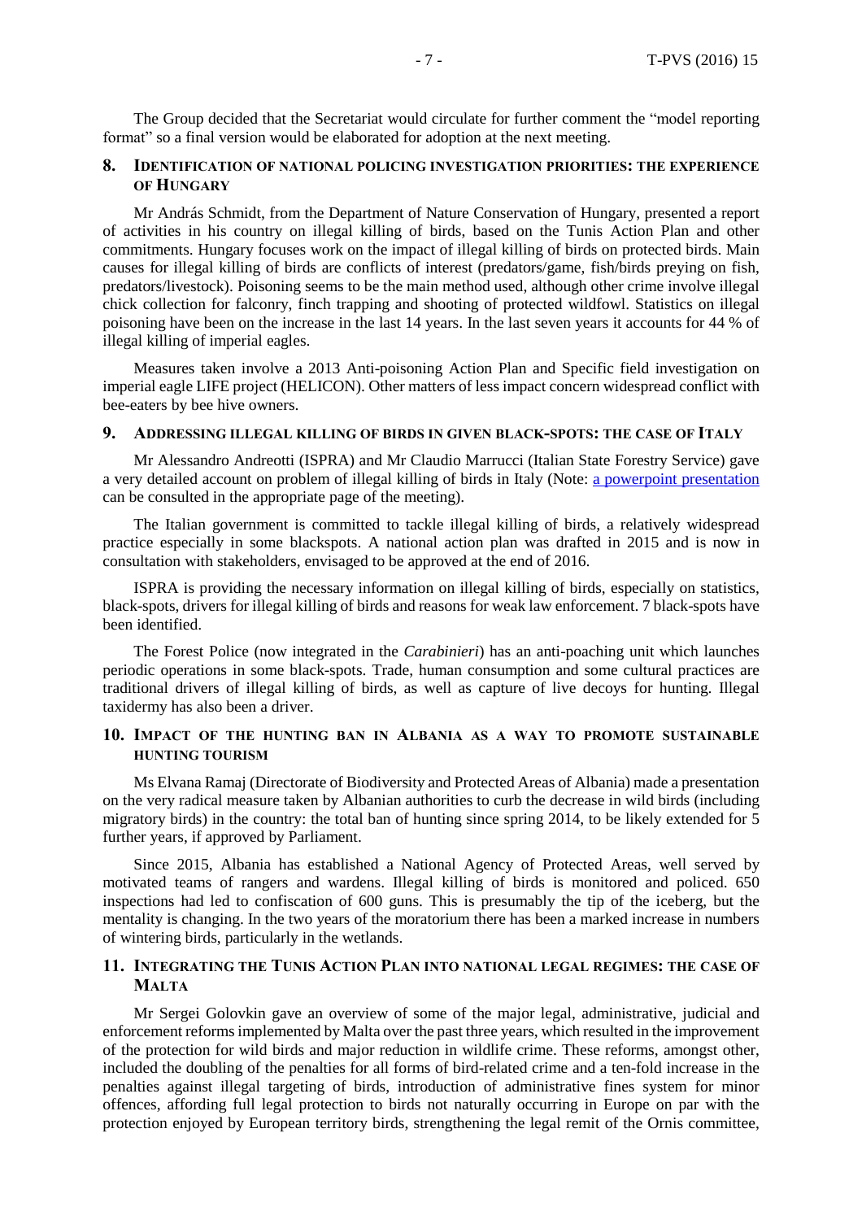The Group decided that the Secretariat would circulate for further comment the "model reporting format" so a final version would be elaborated for adoption at the next meeting.

## 8. Identification of national policing investigation priorities: the experience of Hungary

Mr András Schmidt, from the Department of Nature Conservation of Hungary, presented a report of activities in his country on illegal killing of birds, based on the Tunis Action Plan and other commitments. Hungary focuses work on the impact of illegal killing of birds on protected birds. Main causes for illegal killing of birds are conflicts of interest (predators/game, fish/birds preying on fish, predators/livestock). Poisoning seems to be the main method used, although other crime involve illegal chick collection for falconry, finch trapping and shooting of protected wildfowl. Statistics on illegal poisoning have been on the increase in the last 14 years. In the last seven years it accounts for 44 % of illegal killing of imperial eagles.

Measures taken involve a 2013 Anti-poisoning Action Plan and Specific field investigation on imperial eagle LIFE project (HELICON). Other matters of less impact concern widespread conflict with bee-eaters by bee hive owners.

## 9. Addressing illegal killing of birds in given black-spots: the case of Italy

Mr Alessandro Andreotti (ISPRA) and Mr Claudio Marrucci (Italian State Forestry Service) gave a very detailed account on problem of illegal killing of birds in Italy (Note: a powerpoint presentation can be consulted in the appropriate page of the meeting).

The Italian government is committed to tackle illegal killing of birds, a relatively widespread practice especially in some blackspots. A national action plan was drafted in 2015 and is now in consultation with stakeholders, envisaged to be approved at the end of 2016.

ISPRA is providing the necessary information on illegal killing of birds, especially on statistics, black-spots, drivers for illegal killing of birds and reasons for weak law enforcement. 7 black-spots have been identified.

The Forest Police (now integrated in the *Carabinieri*) has an anti-poaching unit which launches periodic operations in some black-spots. Trade, human consumption and some cultural practices are traditional drivers of illegal killing of birds, as well as capture of live decoys for hunting. Illegal taxidermy has also been a driver.

## 10. Impact of the hunting ban in Albania as a way to promote sustainable hunting tourism

Ms Elvana Ramaj (Directorate of Biodiversity and Protected Areas of Albania) made a presentation on the very radical measure taken by Albanian authorities to curb the decrease in wild birds (including migratory birds) in the country: the total ban of hunting since spring 2014, to be likely extended for 5 further years, if approved by Parliament.

Since 2015, Albania has established a National Agency of Protected Areas, well served by motivated teams of rangers and wardens. Illegal killing of birds is monitored and policed. 650 inspections had led to confiscation of 600 guns. This is presumably the tip of the iceberg, but the mentality is changing. In the two years of the moratorium there has been a marked increase in numbers of wintering birds, particularly in the wetlands.

## 11. Integrating the Tunis Action Plan into national legal regimes: the case of Malta

Mr Sergei Golovkin gave an overview of some of the major legal, administrative, judicial and enforcement reforms implemented by Malta over the past three years, which resulted in the improvement of the protection for wild birds and major reduction in wildlife crime. These reforms, amongst other, included the doubling of the penalties for all forms of bird-related crime and a ten-fold increase in the penalties against illegal targeting of birds, introduction of administrative fines system for minor offences, affording full legal protection to birds not naturally occurring in Europe on par with the protection enjoyed by European territory birds, strengthening the legal remit of the Ornis committee,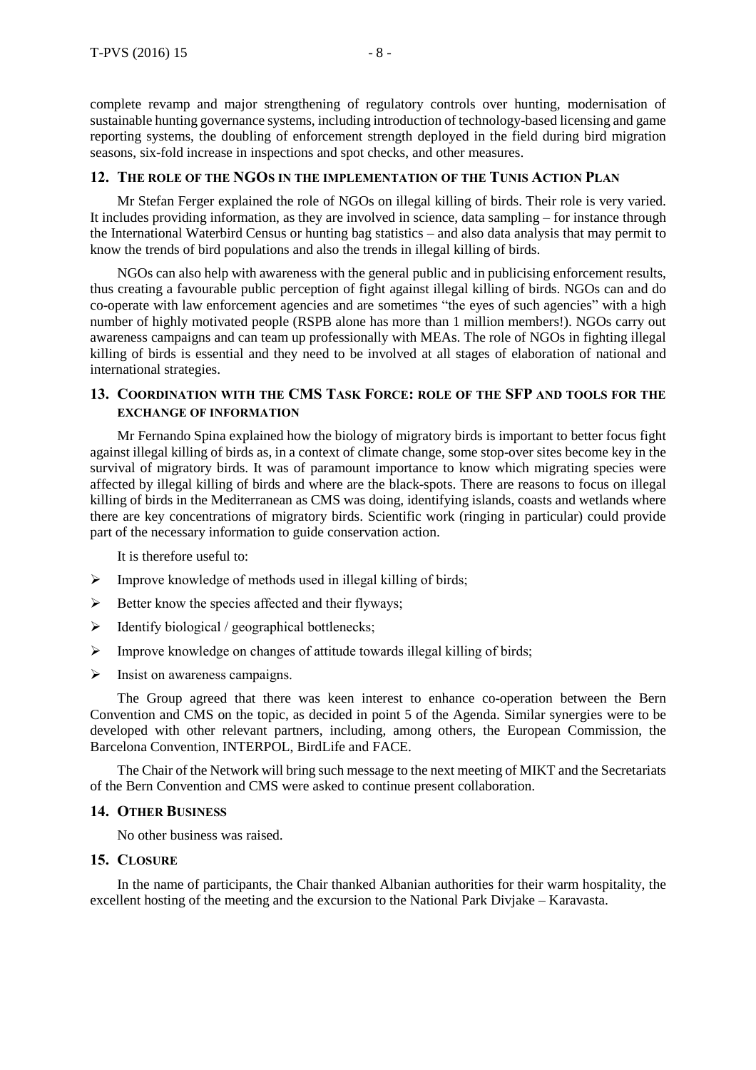complete revamp and major strengthening of regulatory controls over hunting, modernisation of sustainable hunting governance systems, including introduction of technology-based licensing and game reporting systems, the doubling of enforcement strength deployed in the field during bird migration seasons, six-fold increase in inspections and spot checks, and other measures.

## 12. The role of the NGOs in the implementation of the Tunis Action Plan

Mr Stefan Ferger explained the role of NGOs on illegal killing of birds. Their role is very varied. It includes providing information, as they are involved in science, data sampling – for instance through the International Waterbird Census or hunting bag statistics – and also data analysis that may permit to know the trends of bird populations and also the trends in illegal killing of birds.

NGOs can also help with awareness with the general public and in publicising enforcement results, thus creating a favourable public perception of fight against illegal killing of birds. NGOs can and do co-operate with law enforcement agencies and are sometimes "the eyes of such agencies" with a high number of highly motivated people (RSPB alone has more than 1 million members!). NGOs carry out awareness campaigns and can team up professionally with MEAs. The role of NGOs in fighting illegal killing of birds is essential and they need to be involved at all stages of elaboration of national and international strategies.

## 13. Coordination with the CMS Task Force: role of the SFP and tools for the exchange of information

Mr Fernando Spina explained how the biology of migratory birds is important to better focus fight against illegal killing of birds as, in a context of climate change, some stop-over sites become key in the survival of migratory birds. It was of paramount importance to know which migrating species were affected by illegal killing of birds and where are the black-spots. There are reasons to focus on illegal killing of birds in the Mediterranean as CMS was doing, identifying islands, coasts and wetlands where there are key concentrations of migratory birds. Scientific work (ringing in particular) could provide part of the necessary information to guide conservation action.

It is therefore useful to:

- Improve knowledge of methods used in illegal killing of birds;
- Better know the species affected and their flyways;
- Identify biological / geographical bottlenecks;
- Improve knowledge on changes of attitude towards illegal killing of birds;
- Insist on awareness campaigns.

The Group agreed that there was keen interest to enhance co-operation between the Bern Convention and CMS on the topic, as decided in point 5 of the Agenda. Similar synergies were to be developed with other relevant partners, including, among others, the European Commission, the Barcelona Convention, INTERPOL, BirdLife and FACE.

The Chair of the Network will bring such message to the next meeting of MIKT and the Secretariats of the Bern Convention and CMS were asked to continue present collaboration.

## 14. Other Business

No other business was raised.

## 15. Closure

In the name of participants, the Chair thanked Albanian authorities for their warm hospitality, the excellent hosting of the meeting and the excursion to the National Park Divjake – Karavasta.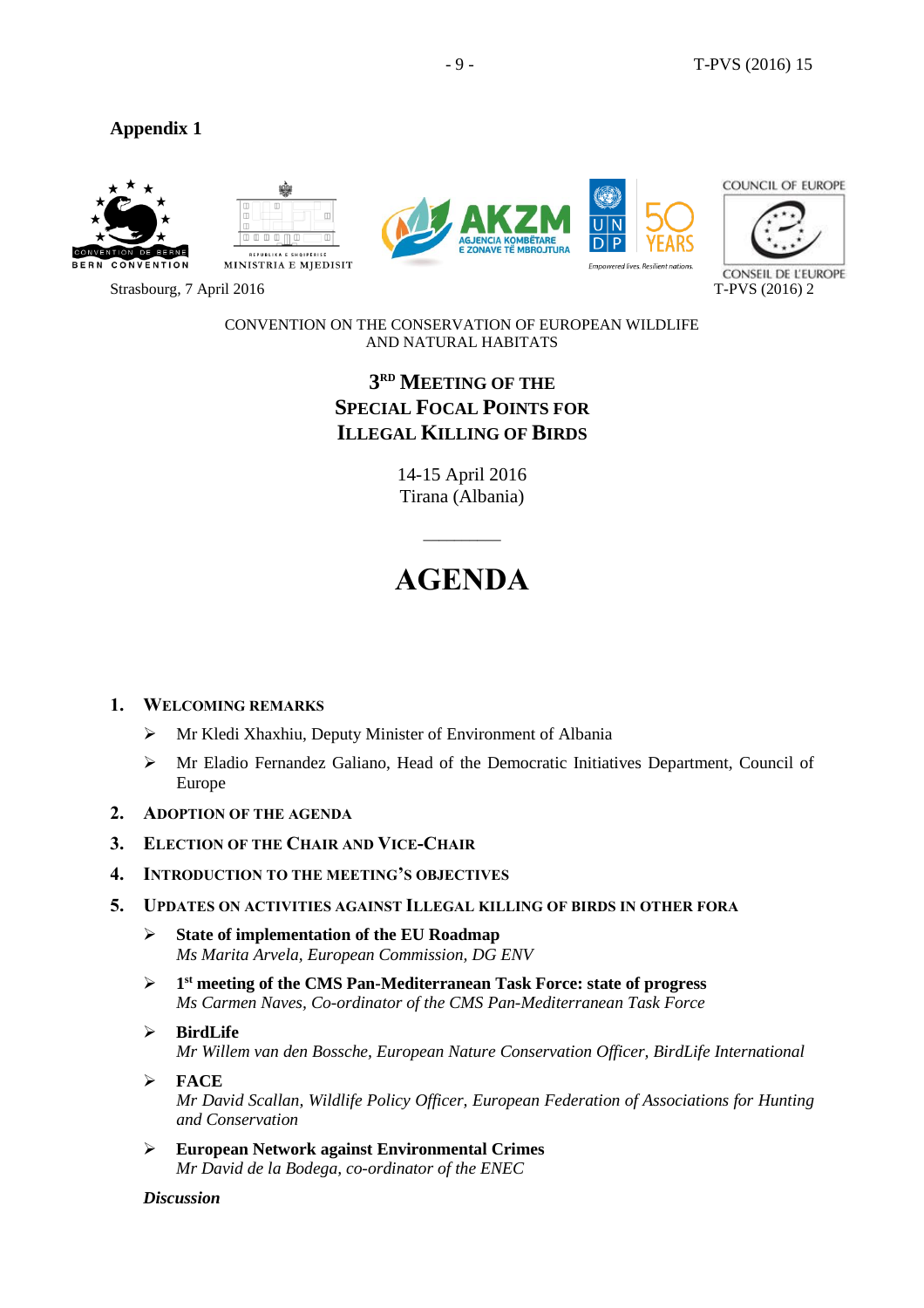## Appendix 1

Strasbourg, 7 April 2016 T-PVS (2016) 2

CONVENTION ON THE CONSERVATION OF EUROPEAN WILDLIFE AND NATURAL HABITATS

### 3RD MEETING OF THE SPECIAL FOCAL POINTS FOR ILLEGAL KILLING OF BIRDS

14-15 April 2016
Tirana (Albania)

---

# AGENDA

1. **WELCOMING REMARKS**
   - Mr Kledi Xhaxhiu, Deputy Minister of Environment of Albania
   - Mr Eladio Fernandez Galiano, Head of the Democratic Initiatives Department, Council of Europe
2. **ADOPTION OF THE AGENDA**
3. **ELECTION OF THE CHAIR AND VICE-CHAIR**
4. **INTRODUCTION TO THE MEETING'S OBJECTIVES**
5. **UPDATES ON ACTIVITIES AGAINST ILLEGAL KILLING OF BIRDS IN OTHER FORA**
   - **State of implementation of the EU Roadmap**
     *Ms Marita Arvela, European Commission, DG ENV*
   - **1st meeting of the CMS Pan-Mediterranean Task Force: state of progress**
     *Ms Carmen Naves, Co-ordinator of the CMS Pan-Mediterranean Task Force*
   - **BirdLife**
     *Mr Willem van den Bossche, European Nature Conservation Officer, BirdLife International*
   - **FACE**
     *Mr David Scallan, Wildlife Policy Officer, European Federation of Associations for Hunting and Conservation*
   - **European Network against Environmental Crimes**
     *Mr David de la Bodega, co-ordinator of the ENEC*

   ***Discussion***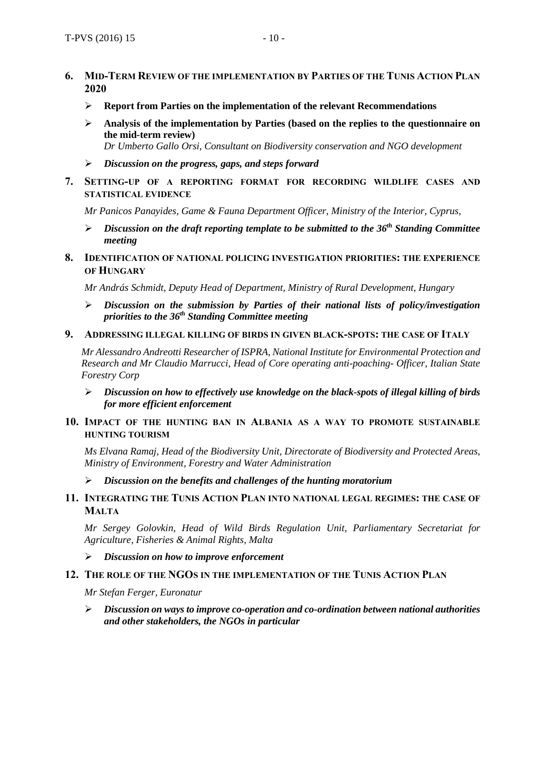6. **MID-TERM REVIEW OF THE IMPLEMENTATION BY PARTIES OF THE TUNIS ACTION PLAN 2020**

   - **Report from Parties on the implementation of the relevant Recommendations**
   - **Analysis of the implementation by Parties (based on the replies to the questionnaire on the mid-term review)**
     *Dr Umberto Gallo Orsi, Consultant on Biodiversity conservation and NGO development*
   - ***Discussion on the progress, gaps, and steps forward***

7. **SETTING-UP OF A REPORTING FORMAT FOR RECORDING WILDLIFE CASES AND STATISTICAL EVIDENCE**

   *Mr Panicos Panayides, Game & Fauna Department Officer, Ministry of the Interior, Cyprus,*

   - ***Discussion on the draft reporting template to be submitted to the 36th Standing Committee meeting***

8. **IDENTIFICATION OF NATIONAL POLICING INVESTIGATION PRIORITIES: THE EXPERIENCE OF HUNGARY**

   *Mr András Schmidt, Deputy Head of Department, Ministry of Rural Development, Hungary*

   - ***Discussion on the submission by Parties of their national lists of policy/investigation priorities to the 36th Standing Committee meeting***

9. **ADDRESSING ILLEGAL KILLING OF BIRDS IN GIVEN BLACK-SPOTS: THE CASE OF ITALY**

   *Mr Alessandro Andreotti Researcher of ISPRA, National Institute for Environmental Protection and Research and Mr Claudio Marrucci, Head of Core operating anti-poaching- Officer, Italian State Forestry Corp*

   - ***Discussion on how to effectively use knowledge on the black-spots of illegal killing of birds for more efficient enforcement***

10. **IMPACT OF THE HUNTING BAN IN ALBANIA AS A WAY TO PROMOTE SUSTAINABLE HUNTING TOURISM**

    *Ms Elvana Ramaj, Head of the Biodiversity Unit, Directorate of Biodiversity and Protected Areas, Ministry of Environment, Forestry and Water Administration*

    - ***Discussion on the benefits and challenges of the hunting moratorium***

11. **INTEGRATING THE TUNIS ACTION PLAN INTO NATIONAL LEGAL REGIMES: THE CASE OF MALTA**

    *Mr Sergey Golovkin, Head of Wild Birds Regulation Unit, Parliamentary Secretariat for Agriculture, Fisheries & Animal Rights, Malta*

    - ***Discussion on how to improve enforcement***

12. **THE ROLE OF THE NGOS IN THE IMPLEMENTATION OF THE TUNIS ACTION PLAN**

    *Mr Stefan Ferger, Euronatur*

    - ***Discussion on ways to improve co-operation and co-ordination between national authorities and other stakeholders, the NGOs in particular***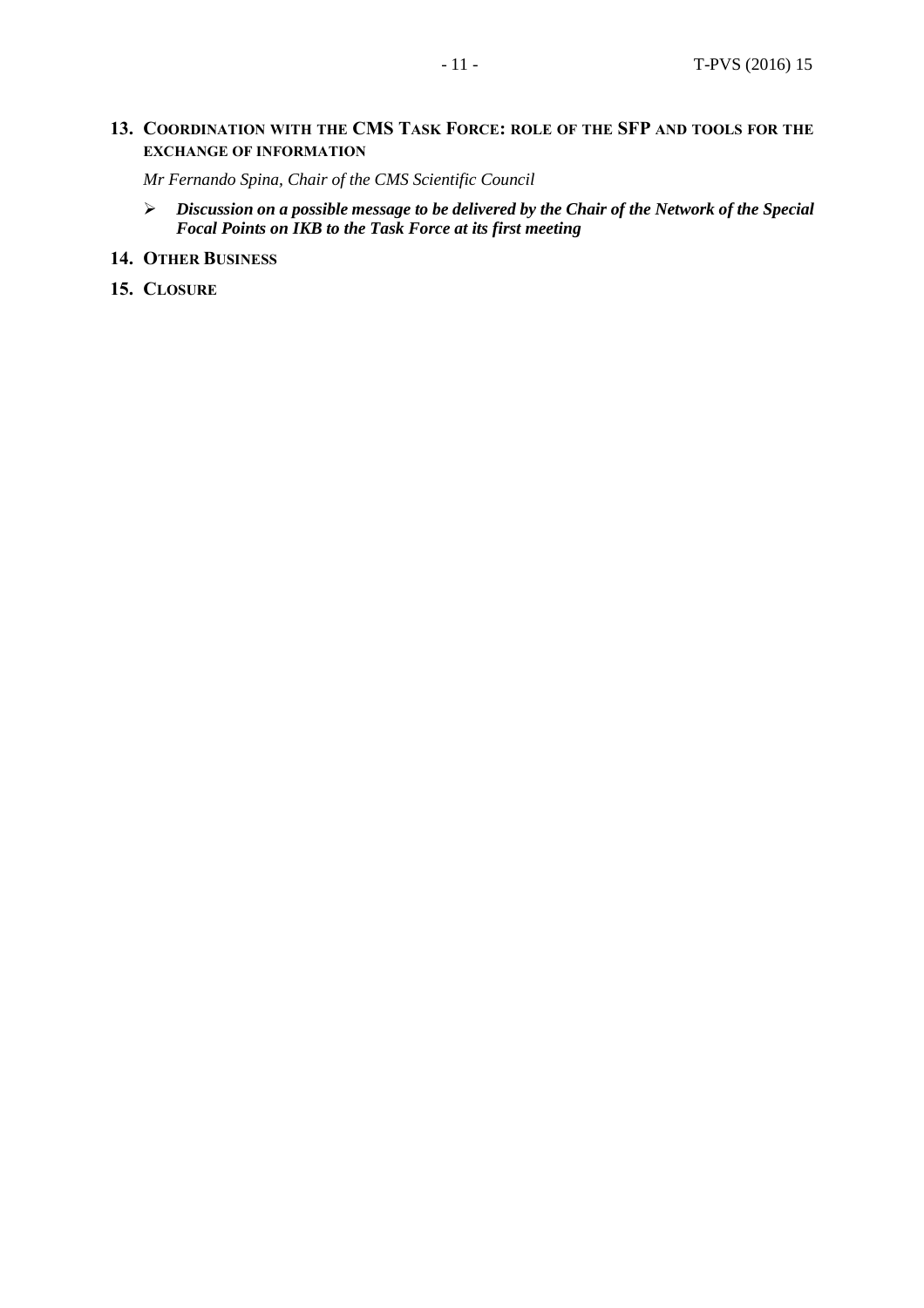## 13. Coordination with the CMS Task Force: role of the SFP and tools for the exchange of information

*Mr Fernando Spina, Chair of the CMS Scientific Council*

- ***Discussion on a possible message to be delivered by the Chair of the Network of the Special Focal Points on IKB to the Task Force at its first meeting***

## 14. Other Business

## 15. Closure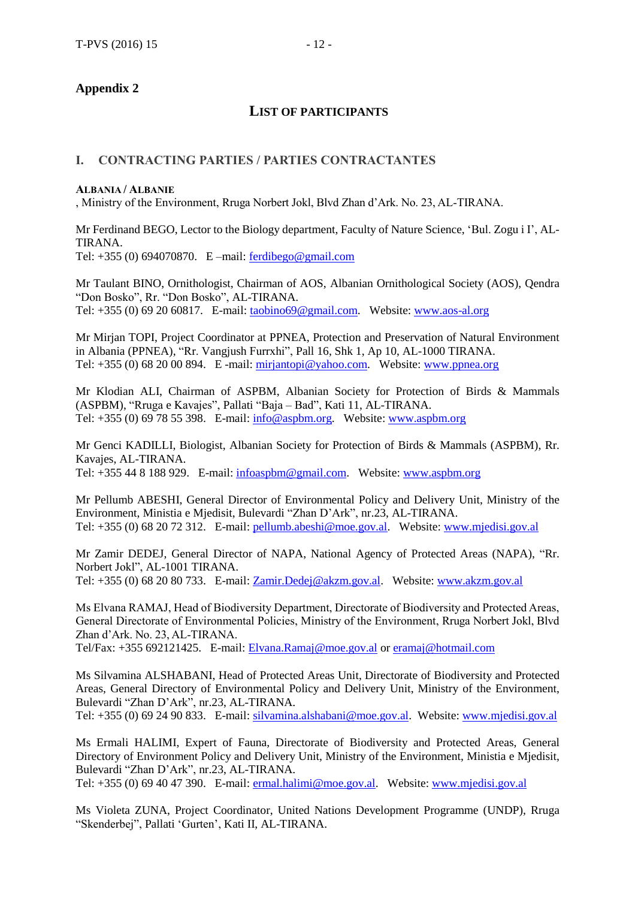## Appendix 2

### LIST OF PARTICIPANTS

### I. CONTRACTING PARTIES / PARTIES CONTRACTANTES

**ALBANIA / ALBANIE**

, Ministry of the Environment, Rruga Norbert Jokl, Blvd Zhan d'Ark. No. 23, AL-TIRANA.

Mr Ferdinand BEGO, Lector to the Biology department, Faculty of Nature Science, 'Bul. Zogu i I', AL-TIRANA.
Tel: +355 (0) 694070870. E –mail: ferdibego@gmail.com

Mr Taulant BINO, Ornithologist, Chairman of AOS, Albanian Ornithological Society (AOS), Qendra "Don Bosko", Rr. "Don Bosko", AL-TIRANA.
Tel: +355 (0) 69 20 60817. E-mail: taobino69@gmail.com. Website: www.aos-al.org

Mr Mirjan TOPI, Project Coordinator at PPNEA, Protection and Preservation of Natural Environment in Albania (PPNEA), "Rr. Vangjush Furrxhi", Pall 16, Shk 1, Ap 10, AL-1000 TIRANA.
Tel: +355 (0) 68 20 00 894. E -mail: mirjantopi@yahoo.com. Website: www.ppnea.org

Mr Klodian ALI, Chairman of ASPBM, Albanian Society for Protection of Birds & Mammals (ASPBM), "Rruga e Kavajes", Pallati "Baja – Bad", Kati 11, AL-TIRANA.
Tel: +355 (0) 69 78 55 398. E-mail: info@aspbm.org. Website: www.aspbm.org

Mr Genci KADILLI, Biologist, Albanian Society for Protection of Birds & Mammals (ASPBM), Rr. Kavajes, AL-TIRANA.
Tel: +355 44 8 188 929. E-mail: infoaspbm@gmail.com. Website: www.aspbm.org

Mr Pellumb ABESHI, General Director of Environmental Policy and Delivery Unit, Ministry of the Environment, Ministia e Mjedisit, Bulevardi "Zhan D'Ark", nr.23, AL-TIRANA.
Tel: +355 (0) 68 20 72 312. E-mail: pellumb.abeshi@moe.gov.al. Website: www.mjedisi.gov.al

Mr Zamir DEDEJ, General Director of NAPA, National Agency of Protected Areas (NAPA), "Rr. Norbert Jokl", AL-1001 TIRANA.
Tel: +355 (0) 68 20 80 733. E-mail: Zamir.Dedej@akzm.gov.al. Website: www.akzm.gov.al

Ms Elvana RAMAJ, Head of Biodiversity Department, Directorate of Biodiversity and Protected Areas, General Directorate of Environmental Policies, Ministry of the Environment, Rruga Norbert Jokl, Blvd Zhan d'Ark. No. 23, AL-TIRANA.
Tel/Fax: +355 692121425. E-mail: Elvana.Ramaj@moe.gov.al or eramaj@hotmail.com

Ms Silvamina ALSHABANI, Head of Protected Areas Unit, Directorate of Biodiversity and Protected Areas, General Directory of Environmental Policy and Delivery Unit, Ministry of the Environment, Bulevardi "Zhan D'Ark", nr.23, AL-TIRANA.
Tel: +355 (0) 69 24 90 833. E-mail: silvamina.alshabani@moe.gov.al. Website: www.mjedisi.gov.al

Ms Ermali HALIMI, Expert of Fauna, Directorate of Biodiversity and Protected Areas, General Directory of Environment Policy and Delivery Unit, Ministry of the Environment, Ministia e Mjedisit, Bulevardi "Zhan D'Ark", nr.23, AL-TIRANA.
Tel: +355 (0) 69 40 47 390. E-mail: ermal.halimi@moe.gov.al. Website: www.mjedisi.gov.al

Ms Violeta ZUNA, Project Coordinator, United Nations Development Programme (UNDP), Rruga "Skenderbej", Pallati 'Gurten', Kati II, AL-TIRANA.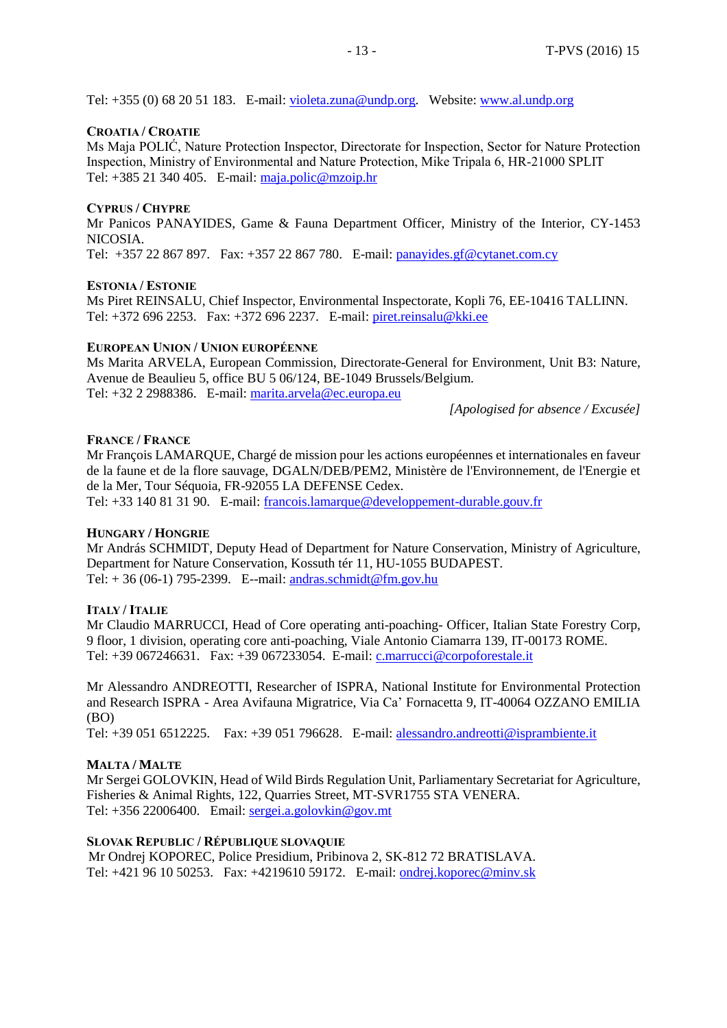Tel: +355 (0) 68 20 51 183. E-mail: violeta.zuna@undp.org. Website: www.al.undp.org

**CROATIA / CROATIE**

Ms Maja POLIĆ, Nature Protection Inspector, Directorate for Inspection, Sector for Nature Protection Inspection, Ministry of Environmental and Nature Protection, Mike Tripala 6, HR-21000 SPLIT
Tel: +385 21 340 405. E-mail: maja.polic@mzoip.hr

**CYPRUS / CHYPRE**

Mr Panicos PANAYIDES, Game & Fauna Department Officer, Ministry of the Interior, CY-1453 NICOSIA.
Tel: +357 22 867 897. Fax: +357 22 867 780. E-mail: panayides.gf@cytanet.com.cy

**ESTONIA / ESTONIE**

Ms Piret REINSALU, Chief Inspector, Environmental Inspectorate, Kopli 76, EE-10416 TALLINN.
Tel: +372 696 2253. Fax: +372 696 2237. E-mail: piret.reinsalu@kki.ee

**EUROPEAN UNION / UNION EUROPÉENNE**

Ms Marita ARVELA, European Commission, Directorate-General for Environment, Unit B3: Nature, Avenue de Beaulieu 5, office BU 5 06/124, BE-1049 Brussels/Belgium.
Tel: +32 2 2988386. E-mail: marita.arvela@ec.europa.eu

*[Apologised for absence / Excusée]*

**FRANCE / FRANCE**

Mr François LAMARQUE, Chargé de mission pour les actions européennes et internationales en faveur de la faune et de la flore sauvage, DGALN/DEB/PEM2, Ministère de l'Environnement, de l'Energie et de la Mer, Tour Séquoia, FR-92055 LA DEFENSE Cedex.
Tel: +33 140 81 31 90. E-mail: francois.lamarque@developpement-durable.gouv.fr

**HUNGARY / HONGRIE**

Mr András SCHMIDT, Deputy Head of Department for Nature Conservation, Ministry of Agriculture, Department for Nature Conservation, Kossuth tér 11, HU-1055 BUDAPEST.
Tel: + 36 (06-1) 795-2399. E--mail: andras.schmidt@fm.gov.hu

**ITALY / ITALIE**

Mr Claudio MARRUCCI, Head of Core operating anti-poaching- Officer, Italian State Forestry Corp, 9 floor, 1 division, operating core anti-poaching, Viale Antonio Ciamarra 139, IT-00173 ROME.
Tel: +39 067246631. Fax: +39 067233054. E-mail: c.marrucci@corpoforestale.it

Mr Alessandro ANDREOTTI, Researcher of ISPRA, National Institute for Environmental Protection and Research ISPRA - Area Avifauna Migratrice, Via Ca' Fornacetta 9, IT-40064 OZZANO EMILIA (BO)
Tel: +39 051 6512225. Fax: +39 051 796628. E-mail: alessandro.andreotti@isprambiente.it

**MALTA / MALTE**

Mr Sergei GOLOVKIN, Head of Wild Birds Regulation Unit, Parliamentary Secretariat for Agriculture, Fisheries & Animal Rights, 122, Quarries Street, MT-SVR1755 STA VENERA.
Tel: +356 22006400. Email: sergei.a.golovkin@gov.mt

**SLOVAK REPUBLIC / RÉPUBLIQUE SLOVAQUIE**

Mr Ondrej KOPOREC, Police Presidium, Pribinova 2, SK-812 72 BRATISLAVA.
Tel: +421 96 10 50253. Fax: +4219610 59172. E-mail: ondrej.koporec@minv.sk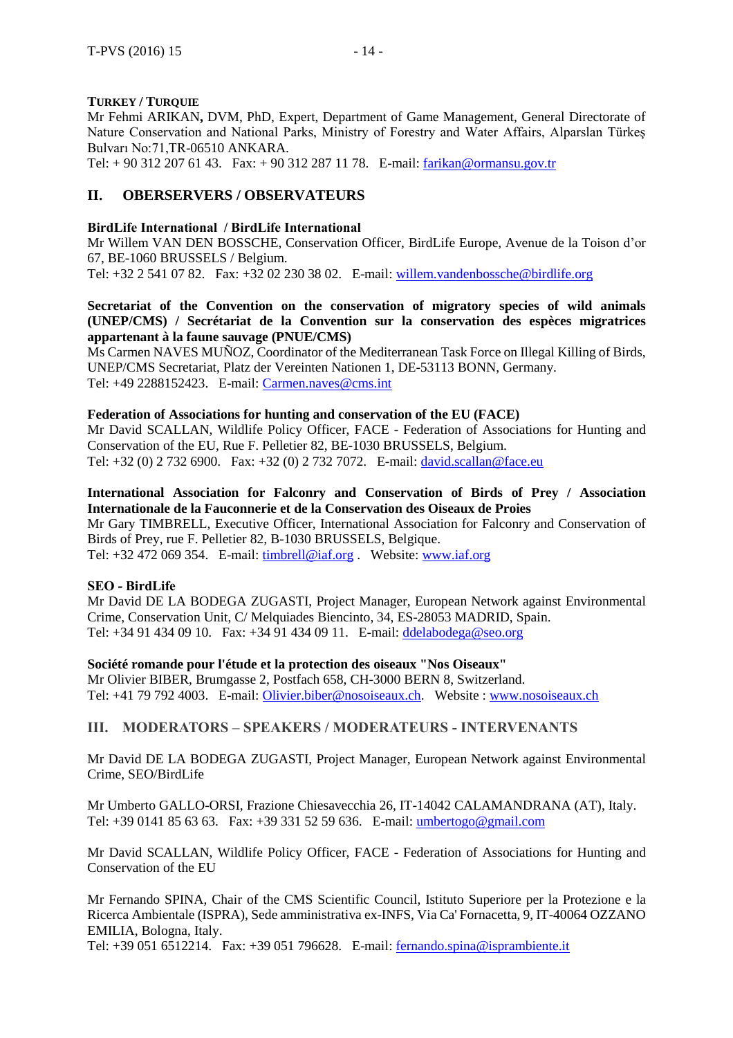**TURKEY / TURQUIE**

Mr Fehmi ARIKAN**,** DVM, PhD, Expert, Department of Game Management, General Directorate of Nature Conservation and National Parks, Ministry of Forestry and Water Affairs, Alparslan Türkeş Bulvarı No:71,TR-06510 ANKARA.
Tel: + 90 312 207 61 43. Fax: + 90 312 287 11 78. E-mail: farikan@ormansu.gov.tr

## II. OBERSERVERS / OBSERVATEURS

**BirdLife International / BirdLife International**

Mr Willem VAN DEN BOSSCHE, Conservation Officer, BirdLife Europe, Avenue de la Toison d'or 67, BE-1060 BRUSSELS / Belgium.
Tel: +32 2 541 07 82. Fax: +32 02 230 38 02. E-mail: willem.vandenbossche@birdlife.org

**Secretariat of the Convention on the conservation of migratory species of wild animals (UNEP/CMS) / Secrétariat de la Convention sur la conservation des espèces migratrices appartenant à la faune sauvage (PNUE/CMS)**

Ms Carmen NAVES MUÑOZ, Coordinator of the Mediterranean Task Force on Illegal Killing of Birds, UNEP/CMS Secretariat, Platz der Vereinten Nationen 1, DE-53113 BONN, Germany.
Tel: +49 2288152423. E-mail: Carmen.naves@cms.int

**Federation of Associations for hunting and conservation of the EU (FACE)**

Mr David SCALLAN, Wildlife Policy Officer, FACE - Federation of Associations for Hunting and Conservation of the EU, Rue F. Pelletier 82, BE-1030 BRUSSELS, Belgium.
Tel: +32 (0) 2 732 6900. Fax: +32 (0) 2 732 7072. E-mail: david.scallan@face.eu

**International Association for Falconry and Conservation of Birds of Prey / Association Internationale de la Fauconnerie et de la Conservation des Oiseaux de Proies**

Mr Gary TIMBRELL, Executive Officer, International Association for Falconry and Conservation of Birds of Prey, rue F. Pelletier 82, B-1030 BRUSSELS, Belgique.
Tel: +32 472 069 354. E-mail: timbrell@iaf.org . Website: www.iaf.org

**SEO - BirdLife**

Mr David DE LA BODEGA ZUGASTI, Project Manager, European Network against Environmental Crime, Conservation Unit, C/ Melquiades Biencinto, 34, ES-28053 MADRID, Spain.
Tel: +34 91 434 09 10. Fax: +34 91 434 09 11. E-mail: ddelabodega@seo.org

**Société romande pour l'étude et la protection des oiseaux "Nos Oiseaux"**

Mr Olivier BIBER, Brumgasse 2, Postfach 658, CH-3000 BERN 8, Switzerland.
Tel: +41 79 792 4003. E-mail: Olivier.biber@nosoiseaux.ch. Website : www.nosoiseaux.ch

## III. MODERATORS – SPEAKERS / MODERATEURS - INTERVENANTS

Mr David DE LA BODEGA ZUGASTI, Project Manager, European Network against Environmental Crime, SEO/BirdLife

Mr Umberto GALLO-ORSI, Frazione Chiesavecchia 26, IT-14042 CALAMANDRANA (AT), Italy.
Tel: +39 0141 85 63 63. Fax: +39 331 52 59 636. E-mail: umbertogo@gmail.com

Mr David SCALLAN, Wildlife Policy Officer, FACE - Federation of Associations for Hunting and Conservation of the EU

Mr Fernando SPINA, Chair of the CMS Scientific Council, Istituto Superiore per la Protezione e la Ricerca Ambientale (ISPRA), Sede amministrativa ex-INFS, Via Ca' Fornacetta, 9, IT-40064 OZZANO EMILIA, Bologna, Italy.
Tel: +39 051 6512214. Fax: +39 051 796628. E-mail: fernando.spina@isprambiente.it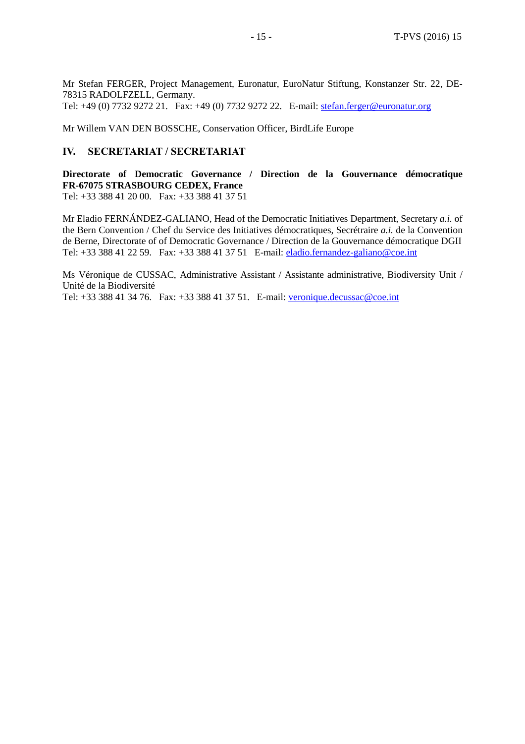Mr Stefan FERGER, Project Management, Euronatur, EuroNatur Stiftung, Konstanzer Str. 22, DE-78315 RADOLFZELL, Germany.
Tel: +49 (0) 7732 9272 21. Fax: +49 (0) 7732 9272 22. E-mail: stefan.ferger@euronatur.org

Mr Willem VAN DEN BOSSCHE, Conservation Officer, BirdLife Europe

## IV. SECRETARIAT / SECRETARIAT

**Directorate of Democratic Governance / Direction de la Gouvernance démocratique FR-67075 STRASBOURG CEDEX, France**
Tel: +33 388 41 20 00. Fax: +33 388 41 37 51

Mr Eladio FERNÁNDEZ-GALIANO, Head of the Democratic Initiatives Department, Secretary *a.i.* of the Bern Convention / Chef du Service des Initiatives démocratiques, Secrétraire *a.i.* de la Convention de Berne, Directorate of of Democratic Governance / Direction de la Gouvernance démocratique DGII
Tel: +33 388 41 22 59. Fax: +33 388 41 37 51 E-mail: eladio.fernandez-galiano@coe.int

Ms Véronique de CUSSAC, Administrative Assistant / Assistante administrative, Biodiversity Unit / Unité de la Biodiversité
Tel: +33 388 41 34 76. Fax: +33 388 41 37 51. E-mail: veronique.decussac@coe.int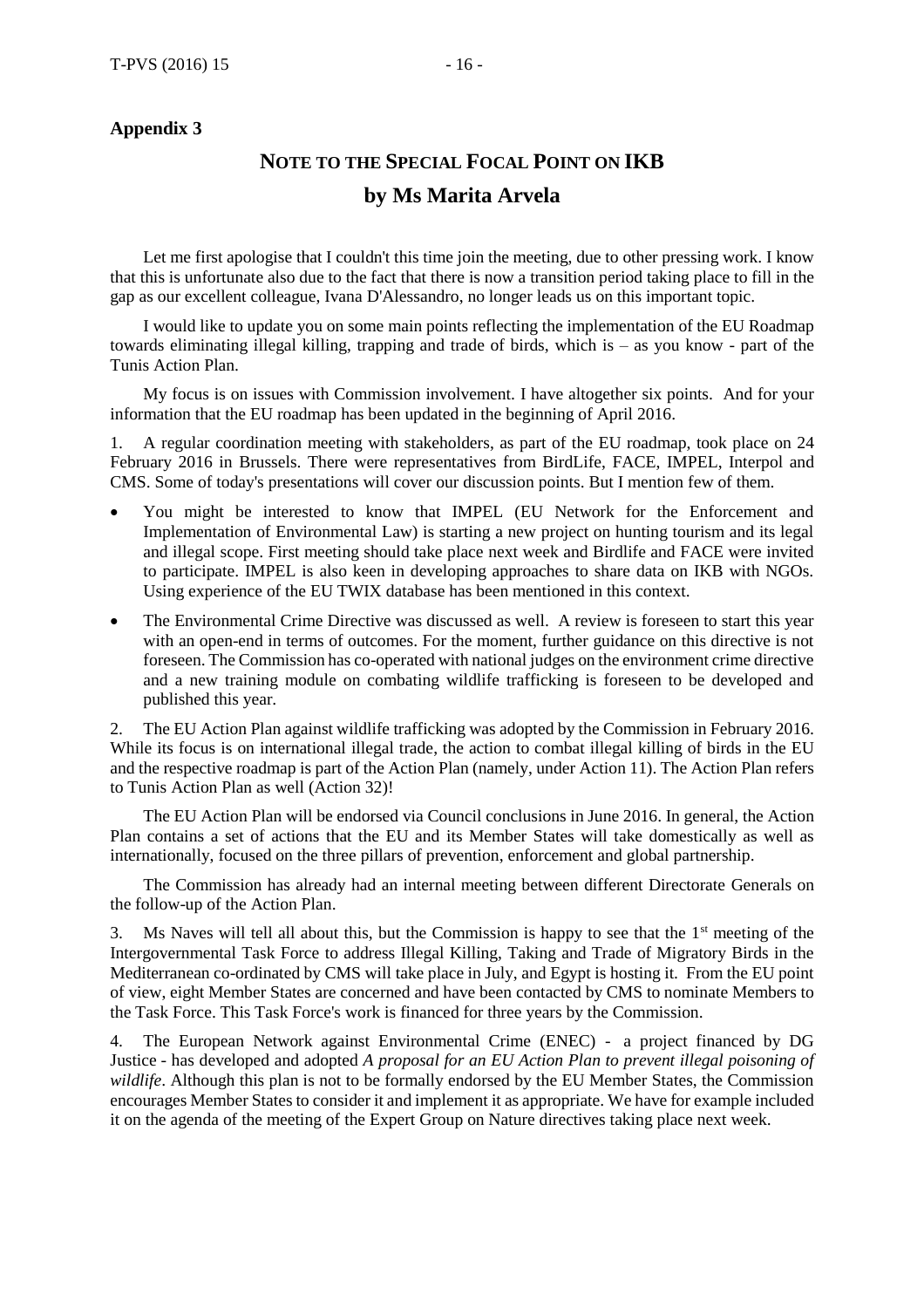## Appendix 3

# NOTE TO THE SPECIAL FOCAL POINT ON IKB
# by Ms Marita Arvela

Let me first apologise that I couldn't this time join the meeting, due to other pressing work. I know that this is unfortunate also due to the fact that there is now a transition period taking place to fill in the gap as our excellent colleague, Ivana D'Alessandro, no longer leads us on this important topic.

I would like to update you on some main points reflecting the implementation of the EU Roadmap towards eliminating illegal killing, trapping and trade of birds, which is – as you know - part of the Tunis Action Plan.

My focus is on issues with Commission involvement. I have altogether six points. And for your information that the EU roadmap has been updated in the beginning of April 2016.

1. A regular coordination meeting with stakeholders, as part of the EU roadmap, took place on 24 February 2016 in Brussels. There were representatives from BirdLife, FACE, IMPEL, Interpol and CMS. Some of today's presentations will cover our discussion points. But I mention few of them.

- You might be interested to know that IMPEL (EU Network for the Enforcement and Implementation of Environmental Law) is starting a new project on hunting tourism and its legal and illegal scope. First meeting should take place next week and Birdlife and FACE were invited to participate. IMPEL is also keen in developing approaches to share data on IKB with NGOs. Using experience of the EU TWIX database has been mentioned in this context.
- The Environmental Crime Directive was discussed as well. A review is foreseen to start this year with an open-end in terms of outcomes. For the moment, further guidance on this directive is not foreseen. The Commission has co-operated with national judges on the environment crime directive and a new training module on combating wildlife trafficking is foreseen to be developed and published this year.

2. The EU Action Plan against wildlife trafficking was adopted by the Commission in February 2016. While its focus is on international illegal trade, the action to combat illegal killing of birds in the EU and the respective roadmap is part of the Action Plan (namely, under Action 11). The Action Plan refers to Tunis Action Plan as well (Action 32)!

The EU Action Plan will be endorsed via Council conclusions in June 2016. In general, the Action Plan contains a set of actions that the EU and its Member States will take domestically as well as internationally, focused on the three pillars of prevention, enforcement and global partnership.

The Commission has already had an internal meeting between different Directorate Generals on the follow-up of the Action Plan.

3. Ms Naves will tell all about this, but the Commission is happy to see that the 1st meeting of the Intergovernmental Task Force to address Illegal Killing, Taking and Trade of Migratory Birds in the Mediterranean co-ordinated by CMS will take place in July, and Egypt is hosting it. From the EU point of view, eight Member States are concerned and have been contacted by CMS to nominate Members to the Task Force. This Task Force's work is financed for three years by the Commission.

4. The European Network against Environmental Crime (ENEC) - a project financed by DG Justice - has developed and adopted *A proposal for an EU Action Plan to prevent illegal poisoning of wildlife*. Although this plan is not to be formally endorsed by the EU Member States, the Commission encourages Member States to consider it and implement it as appropriate. We have for example included it on the agenda of the meeting of the Expert Group on Nature directives taking place next week.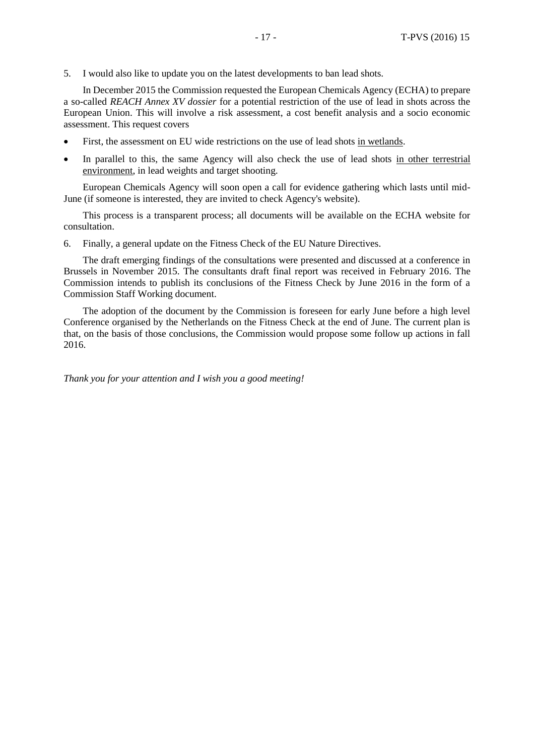5. I would also like to update you on the latest developments to ban lead shots.

In December 2015 the Commission requested the European Chemicals Agency (ECHA) to prepare a so-called *REACH Annex XV dossier* for a potential restriction of the use of lead in shots across the European Union. This will involve a risk assessment, a cost benefit analysis and a socio economic assessment. This request covers

- First, the assessment on EU wide restrictions on the use of lead shots <u>in wetlands</u>.
- In parallel to this, the same Agency will also check the use of lead shots <u>in other terrestrial environment</u>, in lead weights and target shooting.

European Chemicals Agency will soon open a call for evidence gathering which lasts until mid-June (if someone is interested, they are invited to check Agency's website).

This process is a transparent process; all documents will be available on the ECHA website for consultation.

6. Finally, a general update on the Fitness Check of the EU Nature Directives.

The draft emerging findings of the consultations were presented and discussed at a conference in Brussels in November 2015. The consultants draft final report was received in February 2016. The Commission intends to publish its conclusions of the Fitness Check by June 2016 in the form of a Commission Staff Working document.

The adoption of the document by the Commission is foreseen for early June before a high level Conference organised by the Netherlands on the Fitness Check at the end of June. The current plan is that, on the basis of those conclusions, the Commission would propose some follow up actions in fall 2016.

*Thank you for your attention and I wish you a good meeting!*